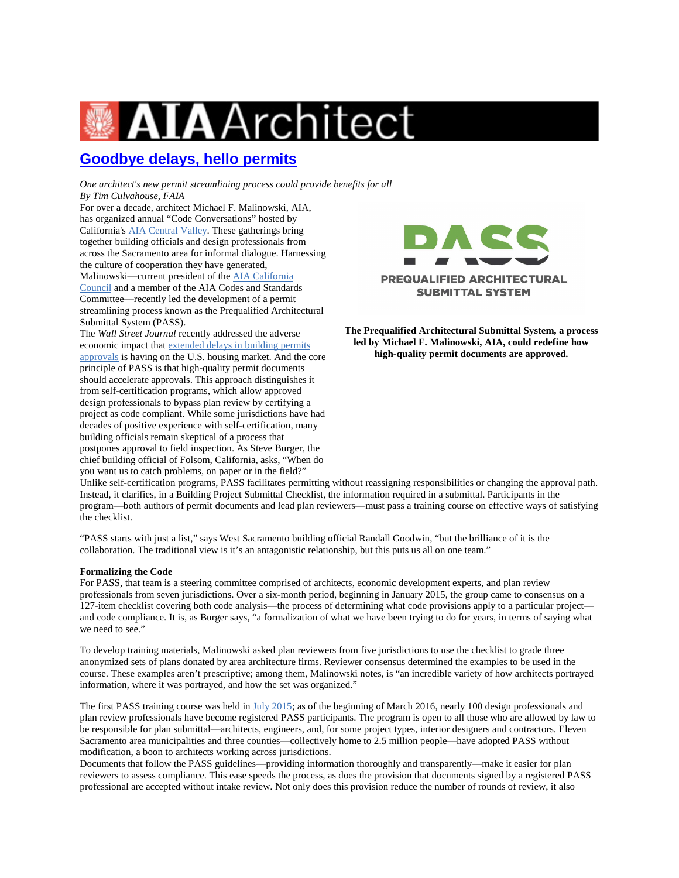# Goodbye delays, hello permits

*One architect's new permit streamlining process could provide benefits for all*
*By Tim Culvahouse, FAIA*

For over a decade, architect Michael F. Malinowski, AIA, has organized annual "Code Conversations" hosted by California's AIA Central Valley. These gatherings bring together building officials and design professionals from across the Sacramento area for informal dialogue. Harnessing the culture of cooperation they have generated, Malinowski—current president of the AIA California Council and a member of the AIA Codes and Standards Committee—recently led the development of a permit streamlining process known as the Prequalified Architectural Submittal System (PASS).

The *Wall Street Journal* recently addressed the adverse economic impact that extended delays in building permits approvals is having on the U.S. housing market. And the core principle of PASS is that high-quality permit documents should accelerate approvals. This approach distinguishes it from self-certification programs, which allow approved design professionals to bypass plan review by certifying a project as code compliant. While some jurisdictions have had decades of positive experience with self-certification, many building officials remain skeptical of a process that postpones approval to field inspection. As Steve Burger, the chief building official of Folsom, California, asks, "When do you want us to catch problems, on paper or in the field?"

**The Prequalified Architectural Submittal System, a process led by Michael F. Malinowski, AIA, could redefine how high-quality permit documents are approved.**

Unlike self-certification programs, PASS facilitates permitting without reassigning responsibilities or changing the approval path. Instead, it clarifies, in a Building Project Submittal Checklist, the information required in a submittal. Participants in the program—both authors of permit documents and lead plan reviewers—must pass a training course on effective ways of satisfying the checklist.

"PASS starts with just a list," says West Sacramento building official Randall Goodwin, "but the brilliance of it is the collaboration. The traditional view is it's an antagonistic relationship, but this puts us all on one team."

**Formalizing the Code**

For PASS, that team is a steering committee comprised of architects, economic development experts, and plan review professionals from seven jurisdictions. Over a six-month period, beginning in January 2015, the group came to consensus on a 127-item checklist covering both code analysis—the process of determining what code provisions apply to a particular project—and code compliance. It is, as Burger says, "a formalization of what we have been trying to do for years, in terms of saying what we need to see."

To develop training materials, Malinowski asked plan reviewers from five jurisdictions to use the checklist to grade three anonymized sets of plans donated by area architecture firms. Reviewer consensus determined the examples to be used in the course. These examples aren't prescriptive; among them, Malinowski notes, is "an incredible variety of how architects portrayed information, where it was portrayed, and how the set was organized."

The first PASS training course was held in July 2015; as of the beginning of March 2016, nearly 100 design professionals and plan review professionals have become registered PASS participants. The program is open to all those who are allowed by law to be responsible for plan submittal—architects, engineers, and, for some project types, interior designers and contractors. Eleven Sacramento area municipalities and three counties—collectively home to 2.5 million people—have adopted PASS without modification, a boon to architects working across jurisdictions.

Documents that follow the PASS guidelines—providing information thoroughly and transparently—make it easier for plan reviewers to assess compliance. This ease speeds the process, as does the provision that documents signed by a registered PASS professional are accepted without intake review. Not only does this provision reduce the number of rounds of review, it also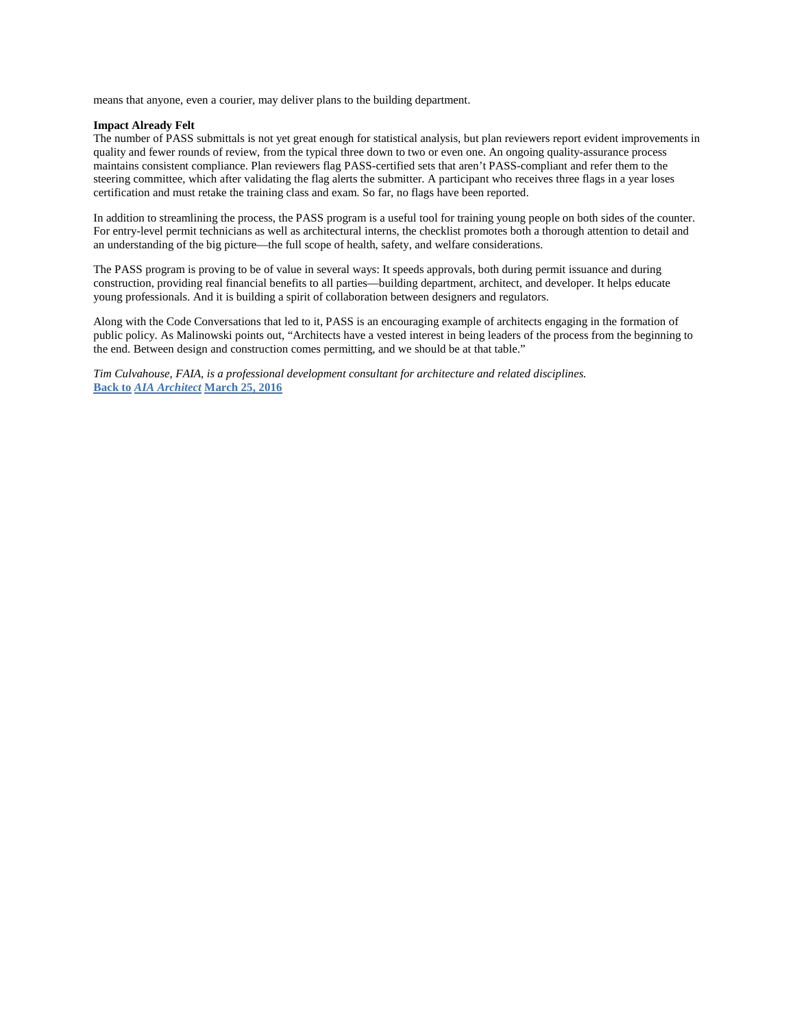means that anyone, even a courier, may deliver plans to the building department.

**Impact Already Felt**

The number of PASS submittals is not yet great enough for statistical analysis, but plan reviewers report evident improvements in quality and fewer rounds of review, from the typical three down to two or even one. An ongoing quality-assurance process maintains consistent compliance. Plan reviewers flag PASS-certified sets that aren't PASS-compliant and refer them to the steering committee, which after validating the flag alerts the submitter. A participant who receives three flags in a year loses certification and must retake the training class and exam. So far, no flags have been reported.

In addition to streamlining the process, the PASS program is a useful tool for training young people on both sides of the counter. For entry-level permit technicians as well as architectural interns, the checklist promotes both a thorough attention to detail and an understanding of the big picture—the full scope of health, safety, and welfare considerations.

The PASS program is proving to be of value in several ways: It speeds approvals, both during permit issuance and during construction, providing real financial benefits to all parties—building department, architect, and developer. It helps educate young professionals. And it is building a spirit of collaboration between designers and regulators.

Along with the Code Conversations that led to it, PASS is an encouraging example of architects engaging in the formation of public policy. As Malinowski points out, "Architects have a vested interest in being leaders of the process from the beginning to the end. Between design and construction comes permitting, and we should be at that table."

*Tim Culvahouse, FAIA, is a professional development consultant for architecture and related disciplines.*

**Back to *AIA Architect* March 25, 2016**